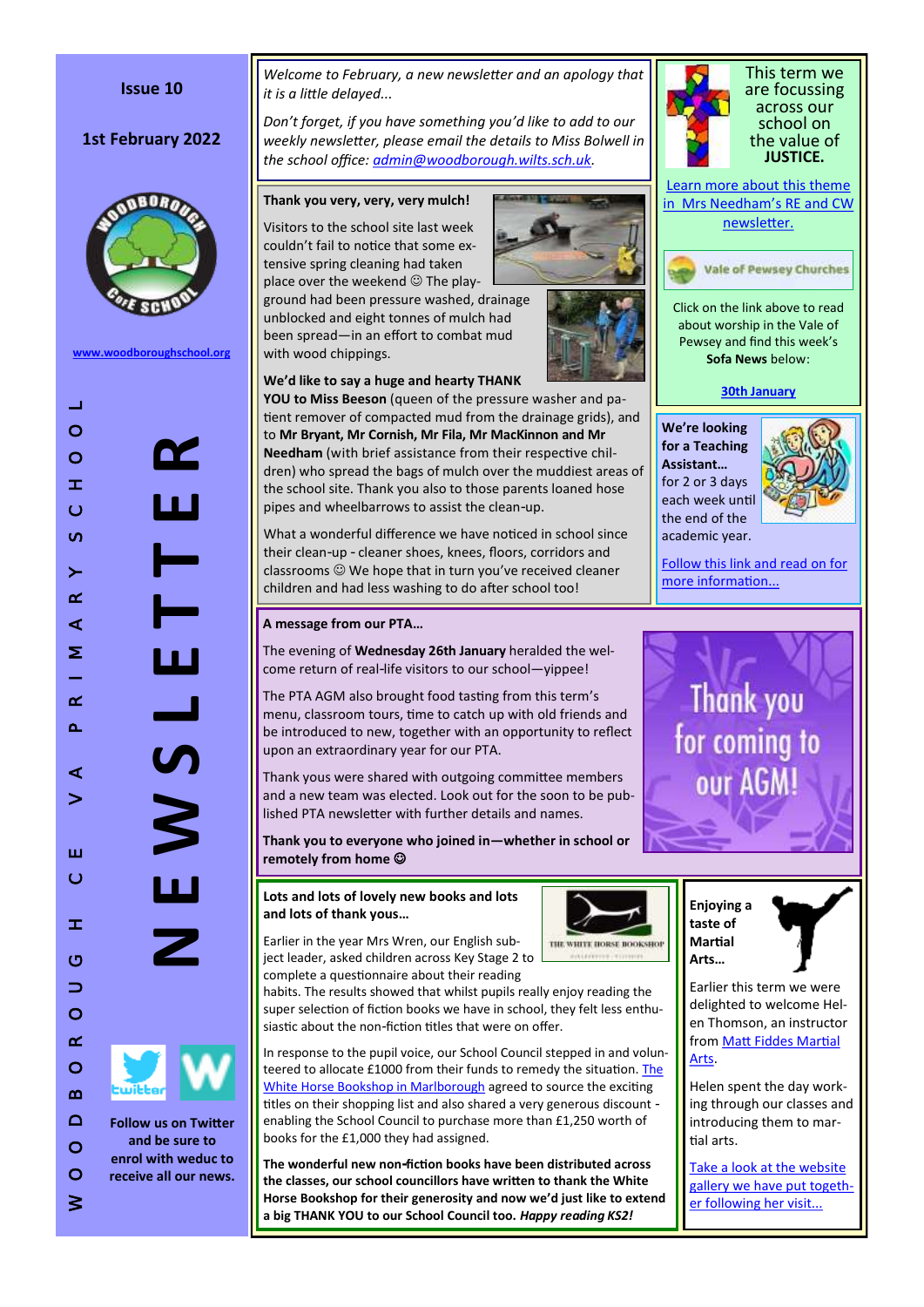# NEWSLETTER

**WOODBOROUGH CHURCH OF ENGLAND VA PRIMARY SCHOOL**

**Issue 10**

**1st February 2022**

www.woodboroughschool.org

**Follow us on Twitter and be sure to enrol with weduc to receive all our news.**

*Welcome to February, a new newsletter and an apology that it is a little delayed...*

*Don't forget, if you have something you'd like to add to our weekly newsletter, please email the details to Miss Bolwell in the school office: admin@woodborough.wilts.sch.uk.*

This term we are focussing across our school on the value of **JUSTICE.**

Learn more about this theme in Mrs Needham's RE and CW newsletter.

Vale of Pewsey Churches

Click on the link above to read about worship in the Vale of Pewsey and find this week's **Sofa News** below:

**30th January**

### Thank you very, very, very mulch!

Visitors to the school site last week couldn't fail to notice that some extensive spring cleaning had taken place over the weekend ☺ The playground had been pressure washed, drainage unblocked and eight tonnes of mulch had been spread—in an effort to combat mud with wood chippings.

**We'd like to say a huge and hearty THANK YOU to Miss Beeson** (queen of the pressure washer and patient remover of compacted mud from the drainage grids), and to **Mr Bryant, Mr Cornish, Mr Fila, Mr MacKinnon and Mr Needham** (with brief assistance from their respective children) who spread the bags of mulch over the muddiest areas of the school site. Thank you also to those parents loaned hose pipes and wheelbarrows to assist the clean-up.

What a wonderful difference we have noticed in school since their clean-up - cleaner shoes, knees, floors, corridors and classrooms ☺ We hope that in turn you've received cleaner children and had less washing to do after school too!

### We're looking for a Teaching Assistant...

for 2 or 3 days each week until the end of the academic year.

Follow this link and read on for more information...

### A message from our PTA...

The evening of **Wednesday 26th January** heralded the welcome return of real-life visitors to our school—yippee!

The PTA AGM also brought food tasting from this term's menu, classroom tours, time to catch up with old friends and be introduced to new, together with an opportunity to reflect upon an extraordinary year for our PTA.

Thank yous were shared with outgoing committee members and a new team was elected. Look out for the soon to be published PTA newsletter with further details and names.

**Thank you to everyone who joined in—whether in school or remotely from home ☺**

Thank you for coming to our AGM!

### Lots and lots of lovely new books and lots and lots of thank yous...

Earlier in the year Mrs Wren, our English subject leader, asked children across Key Stage 2 to complete a questionnaire about their reading habits. The results showed that whilst pupils really enjoy reading the super selection of fiction books we have in school, they felt less enthusiastic about the non-fiction titles that were on offer.

In response to the pupil voice, our School Council stepped in and volunteered to allocate £1000 from their funds to remedy the situation. The White Horse Bookshop in Marlborough agreed to source the exciting titles on their shopping list and also shared a very generous discount - enabling the School Council to purchase more than £1,250 worth of books for the £1,000 they had assigned.

**The wonderful new non-fiction books have been distributed across the classes, our school councillors have written to thank the White Horse Bookshop for their generosity and now we'd just like to extend a big THANK YOU to our School Council too.** ***Happy reading KS2!***

### Enjoying a taste of Martial Arts...

Earlier this term we were delighted to welcome Helen Thomson, an instructor from Matt Fiddes Martial Arts.

Helen spent the day working through our classes and introducing them to martial arts.

Take a look at the website gallery we have put together following her visit...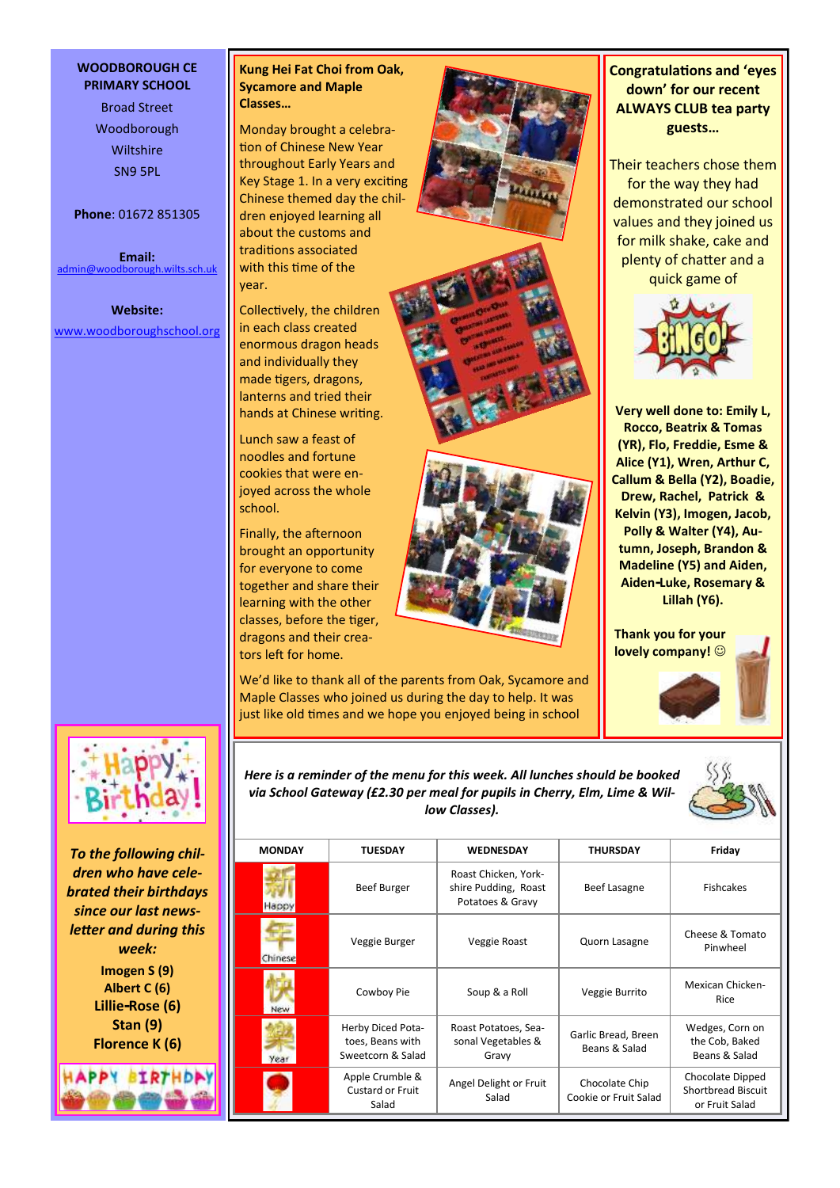**WOODBOROUGH CE PRIMARY SCHOOL**

Broad Street
Woodborough
Wiltshire
SN9 5PL

**Phone**: 01672 851305

**Email:**
admin@woodborough.wilts.sch.uk

**Website:**
www.woodboroughschool.org

## Kung Hei Fat Choi from Oak, Sycamore and Maple Classes…

Monday brought a celebration of Chinese New Year throughout Early Years and Key Stage 1. In a very exciting Chinese themed day the children enjoyed learning all about the customs and traditions associated with this time of the year.

Collectively, the children in each class created enormous dragon heads and individually they made tigers, dragons, lanterns and tried their hands at Chinese writing.

Lunch saw a feast of noodles and fortune cookies that were enjoyed across the whole school.

Finally, the afternoon brought an opportunity for everyone to come together and share their learning with the other classes, before the tiger, dragons and their creators left for home.

We'd like to thank all of the parents from Oak, Sycamore and Maple Classes who joined us during the day to help. It was just like old times and we hope you enjoyed being in school

## Congratulations and 'eyes down' for our recent ALWAYS CLUB tea party guests…

Their teachers chose them for the way they had demonstrated our school values and they joined us for milk shake, cake and plenty of chatter and a quick game of

**Very well done to: Emily L, Rocco, Beatrix & Tomas (YR), Flo, Freddie, Esme & Alice (Y1), Wren, Arthur C, Callum & Bella (Y2), Boadie, Drew, Rachel, Patrick & Kelvin (Y3), Imogen, Jacob, Polly & Walter (Y4), Autumn, Joseph, Brandon & Madeline (Y5) and Aiden, Aiden-Luke, Rosemary & Lillah (Y6).**

**Thank you for your lovely company! ☺**

***To the following children who have celebrated their birthdays since our last newsletter and during this week:***

**Imogen S (9)**
**Albert C (6)**
**Lillie-Rose (6)**
**Stan (9)**
**Florence K (6)**

***Here is a reminder of the menu for this week. All lunches should be booked via School Gateway (£2.30 per meal for pupils in Cherry, Elm, Lime & Willow Classes).***

| MONDAY | TUESDAY | WEDNESDAY | THURSDAY | Friday |
|---|---|---|---|---|
| 新 Happy | Beef Burger | Roast Chicken, Yorkshire Pudding, Roast Potatoes & Gravy | Beef Lasagne | Fishcakes |
| 年 Chinese | Veggie Burger | Veggie Roast | Quorn Lasagne | Cheese & Tomato Pinwheel |
| 快 New | Cowboy Pie | Soup & a Roll | Veggie Burrito | Mexican Chicken-Rice |
| 樂 Year | Herby Diced Potatoes, Beans with Sweetcorn & Salad | Roast Potatoes, Seasonal Vegetables & Gravy | Garlic Bread, Breen Beans & Salad | Wedges, Corn on the Cob, Baked Beans & Salad |
| | Apple Crumble & Custard or Fruit Salad | Angel Delight or Fruit Salad | Chocolate Chip Cookie or Fruit Salad | Chocolate Dipped Shortbread Biscuit or Fruit Salad |